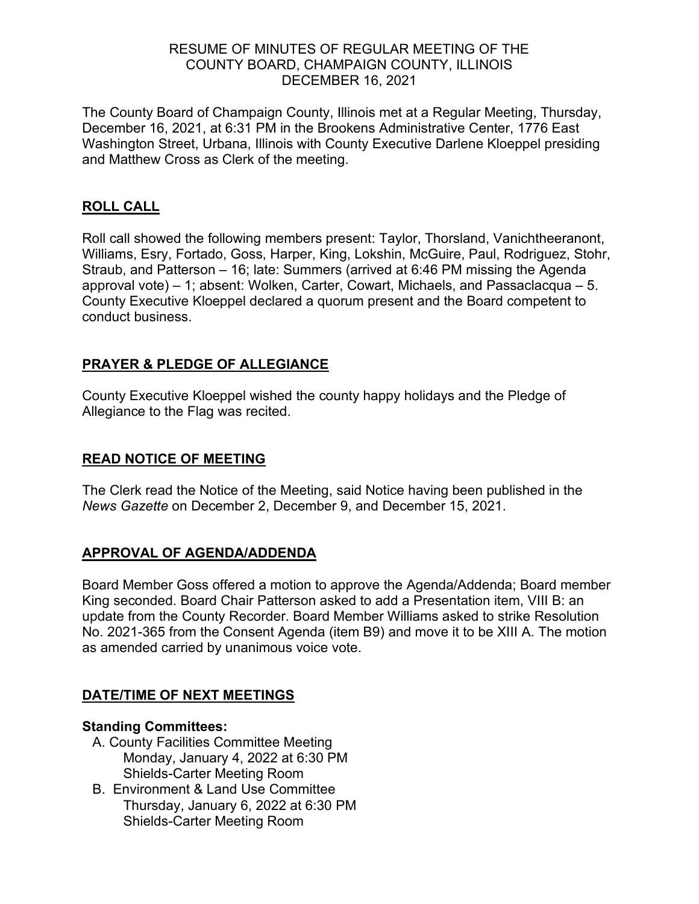# RESUME OF MINUTES OF REGULAR MEETING OF THE COUNTY BOARD, CHAMPAIGN COUNTY, ILLINOIS DECEMBER 16, 2021

The County Board of Champaign County, Illinois met at a Regular Meeting, Thursday, December 16, 2021, at 6:31 PM in the Brookens Administrative Center, 1776 East Washington Street, Urbana, Illinois with County Executive Darlene Kloeppel presiding and Matthew Cross as Clerk of the meeting.

## ROLL CALL

Roll call showed the following members present: Taylor, Thorsland, Vanichtheeranont, Williams, Esry, Fortado, Goss, Harper, King, Lokshin, McGuire, Paul, Rodriguez, Stohr, Straub, and Patterson – 16; late: Summers (arrived at 6:46 PM missing the Agenda approval vote) – 1; absent: Wolken, Carter, Cowart, Michaels, and Passaclacqua – 5. County Executive Kloeppel declared a quorum present and the Board competent to conduct business.

## PRAYER & PLEDGE OF ALLEGIANCE

County Executive Kloeppel wished the county happy holidays and the Pledge of Allegiance to the Flag was recited.

## READ NOTICE OF MEETING

The Clerk read the Notice of the Meeting, said Notice having been published in the *News Gazette* on December 2, December 9, and December 15, 2021.

## APPROVAL OF AGENDA/ADDENDA

Board Member Goss offered a motion to approve the Agenda/Addenda; Board member King seconded. Board Chair Patterson asked to add a Presentation item, VIII B: an update from the County Recorder. Board Member Williams asked to strike Resolution No. 2021-365 from the Consent Agenda (item B9) and move it to be XIII A. The motion as amended carried by unanimous voice vote.

## DATE/TIME OF NEXT MEETINGS

**Standing Committees:**

A. County Facilities Committee Meeting
   Monday, January 4, 2022 at 6:30 PM
   Shields-Carter Meeting Room

B. Environment & Land Use Committee
   Thursday, January 6, 2022 at 6:30 PM
   Shields-Carter Meeting Room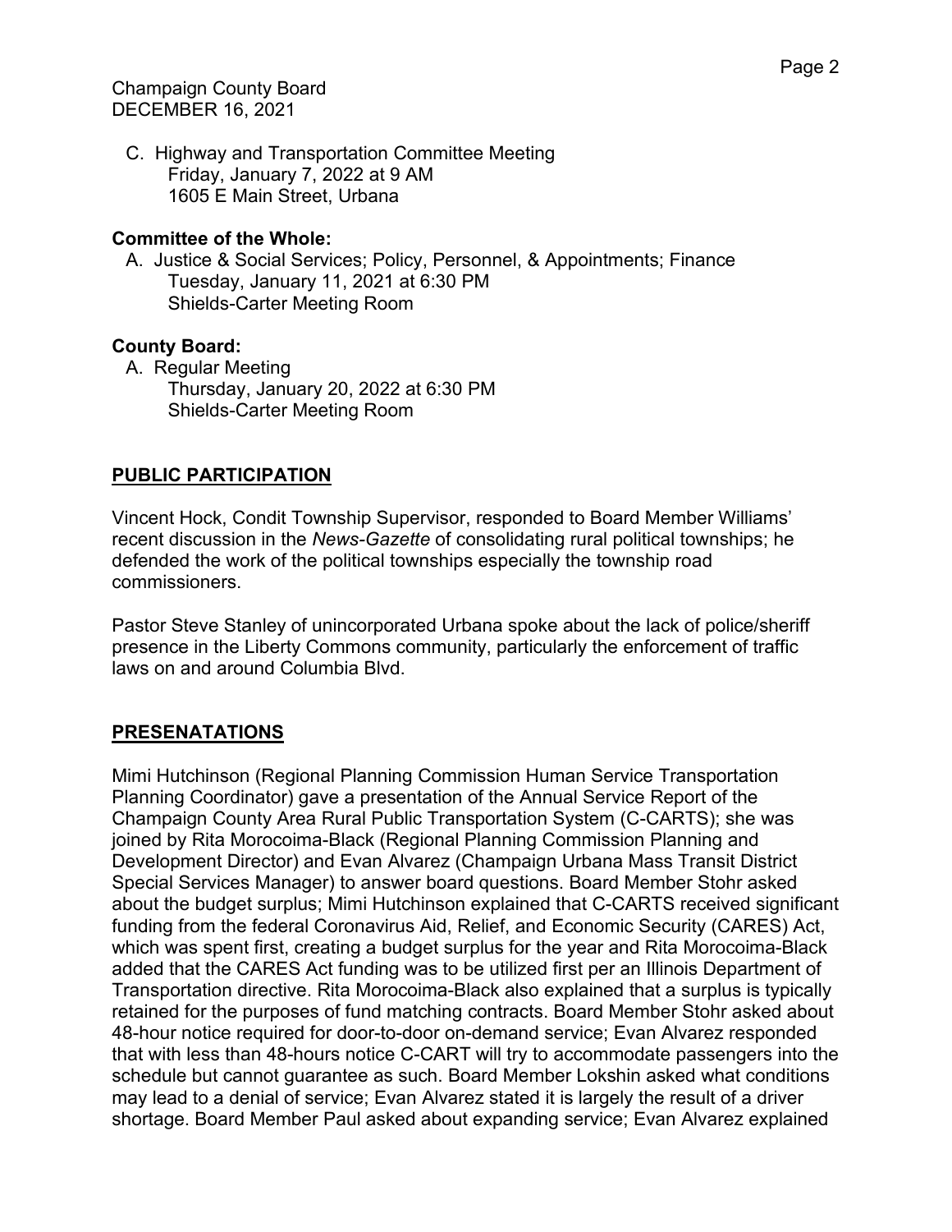C. Highway and Transportation Committee Meeting
   Friday, January 7, 2022 at 9 AM
   1605 E Main Street, Urbana

**Committee of the Whole:**

A. Justice & Social Services; Policy, Personnel, & Appointments; Finance
   Tuesday, January 11, 2021 at 6:30 PM
   Shields-Carter Meeting Room

**County Board:**

A. Regular Meeting
   Thursday, January 20, 2022 at 6:30 PM
   Shields-Carter Meeting Room

## PUBLIC PARTICIPATION

Vincent Hock, Condit Township Supervisor, responded to Board Member Williams' recent discussion in the *News-Gazette* of consolidating rural political townships; he defended the work of the political townships especially the township road commissioners.

Pastor Steve Stanley of unincorporated Urbana spoke about the lack of police/sheriff presence in the Liberty Commons community, particularly the enforcement of traffic laws on and around Columbia Blvd.

## PRESENATATIONS

Mimi Hutchinson (Regional Planning Commission Human Service Transportation Planning Coordinator) gave a presentation of the Annual Service Report of the Champaign County Area Rural Public Transportation System (C-CARTS); she was joined by Rita Morocoima-Black (Regional Planning Commission Planning and Development Director) and Evan Alvarez (Champaign Urbana Mass Transit District Special Services Manager) to answer board questions. Board Member Stohr asked about the budget surplus; Mimi Hutchinson explained that C-CARTS received significant funding from the federal Coronavirus Aid, Relief, and Economic Security (CARES) Act, which was spent first, creating a budget surplus for the year and Rita Morocoima-Black added that the CARES Act funding was to be utilized first per an Illinois Department of Transportation directive. Rita Morocoima-Black also explained that a surplus is typically retained for the purposes of fund matching contracts. Board Member Stohr asked about 48-hour notice required for door-to-door on-demand service; Evan Alvarez responded that with less than 48-hours notice C-CART will try to accommodate passengers into the schedule but cannot guarantee as such. Board Member Lokshin asked what conditions may lead to a denial of service; Evan Alvarez stated it is largely the result of a driver shortage. Board Member Paul asked about expanding service; Evan Alvarez explained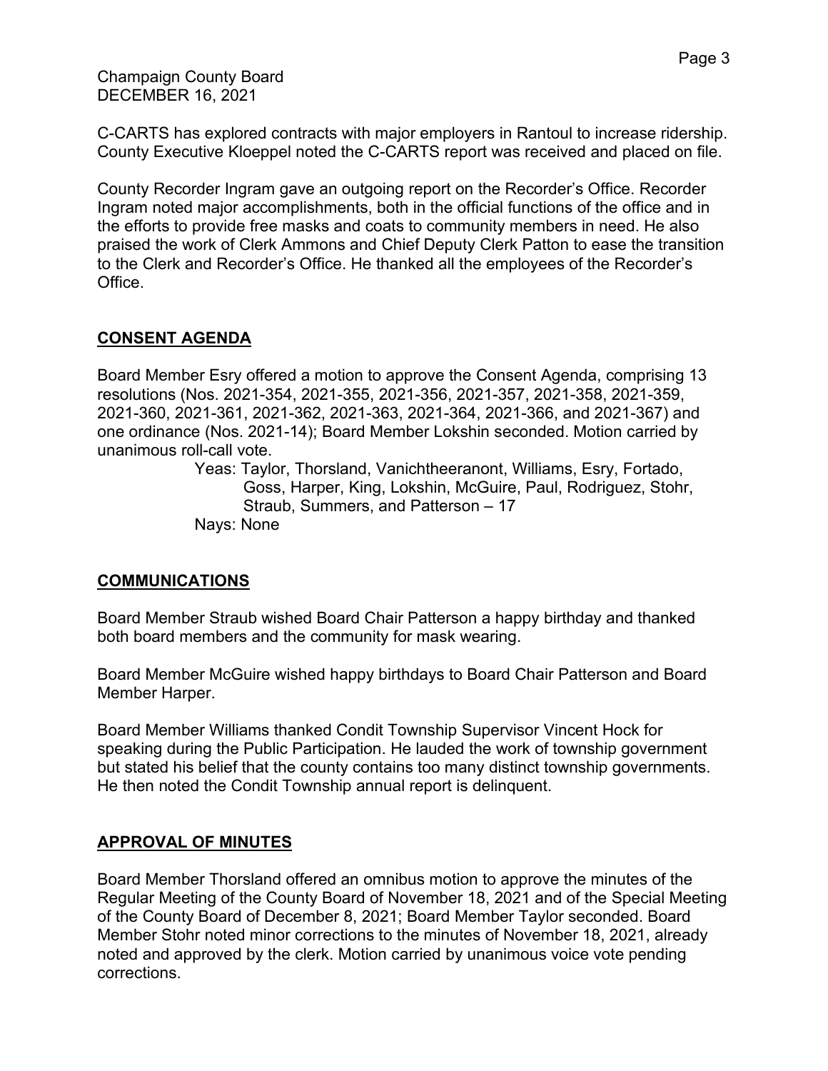C-CARTS has explored contracts with major employers in Rantoul to increase ridership. County Executive Kloeppel noted the C-CARTS report was received and placed on file.

County Recorder Ingram gave an outgoing report on the Recorder's Office. Recorder Ingram noted major accomplishments, both in the official functions of the office and in the efforts to provide free masks and coats to community members in need. He also praised the work of Clerk Ammons and Chief Deputy Clerk Patton to ease the transition to the Clerk and Recorder's Office. He thanked all the employees of the Recorder's Office.

## CONSENT AGENDA

Board Member Esry offered a motion to approve the Consent Agenda, comprising 13 resolutions (Nos. 2021-354, 2021-355, 2021-356, 2021-357, 2021-358, 2021-359, 2021-360, 2021-361, 2021-362, 2021-363, 2021-364, 2021-366, and 2021-367) and one ordinance (Nos. 2021-14); Board Member Lokshin seconded. Motion carried by unanimous roll-call vote.

> Yeas: Taylor, Thorsland, Vanichtheeranont, Williams, Esry, Fortado, Goss, Harper, King, Lokshin, McGuire, Paul, Rodriguez, Stohr, Straub, Summers, and Patterson – 17
>
> Nays: None

## COMMUNICATIONS

Board Member Straub wished Board Chair Patterson a happy birthday and thanked both board members and the community for mask wearing.

Board Member McGuire wished happy birthdays to Board Chair Patterson and Board Member Harper.

Board Member Williams thanked Condit Township Supervisor Vincent Hock for speaking during the Public Participation. He lauded the work of township government but stated his belief that the county contains too many distinct township governments. He then noted the Condit Township annual report is delinquent.

## APPROVAL OF MINUTES

Board Member Thorsland offered an omnibus motion to approve the minutes of the Regular Meeting of the County Board of November 18, 2021 and of the Special Meeting of the County Board of December 8, 2021; Board Member Taylor seconded. Board Member Stohr noted minor corrections to the minutes of November 18, 2021, already noted and approved by the clerk. Motion carried by unanimous voice vote pending corrections.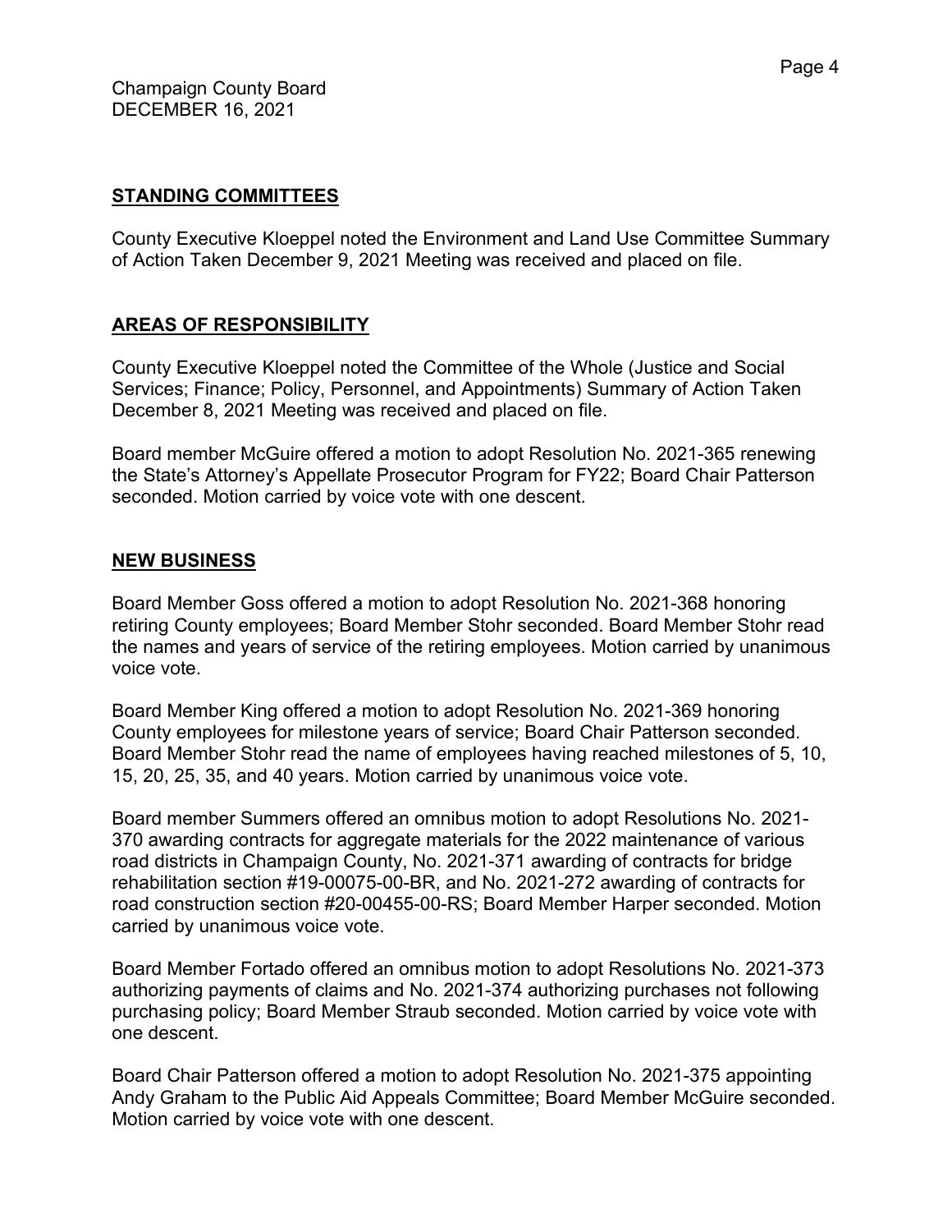## STANDING COMMITTEES

County Executive Kloeppel noted the Environment and Land Use Committee Summary of Action Taken December 9, 2021 Meeting was received and placed on file.

## AREAS OF RESPONSIBILITY

County Executive Kloeppel noted the Committee of the Whole (Justice and Social Services; Finance; Policy, Personnel, and Appointments) Summary of Action Taken December 8, 2021 Meeting was received and placed on file.

Board member McGuire offered a motion to adopt Resolution No. 2021-365 renewing the State's Attorney's Appellate Prosecutor Program for FY22; Board Chair Patterson seconded. Motion carried by voice vote with one descent.

## NEW BUSINESS

Board Member Goss offered a motion to adopt Resolution No. 2021-368 honoring retiring County employees; Board Member Stohr seconded. Board Member Stohr read the names and years of service of the retiring employees. Motion carried by unanimous voice vote.

Board Member King offered a motion to adopt Resolution No. 2021-369 honoring County employees for milestone years of service; Board Chair Patterson seconded. Board Member Stohr read the name of employees having reached milestones of 5, 10, 15, 20, 25, 35, and 40 years. Motion carried by unanimous voice vote.

Board member Summers offered an omnibus motion to adopt Resolutions No. 2021-370 awarding contracts for aggregate materials for the 2022 maintenance of various road districts in Champaign County, No. 2021-371 awarding of contracts for bridge rehabilitation section #19-00075-00-BR, and No. 2021-272 awarding of contracts for road construction section #20-00455-00-RS; Board Member Harper seconded. Motion carried by unanimous voice vote.

Board Member Fortado offered an omnibus motion to adopt Resolutions No. 2021-373 authorizing payments of claims and No. 2021-374 authorizing purchases not following purchasing policy; Board Member Straub seconded. Motion carried by voice vote with one descent.

Board Chair Patterson offered a motion to adopt Resolution No. 2021-375 appointing Andy Graham to the Public Aid Appeals Committee; Board Member McGuire seconded. Motion carried by voice vote with one descent.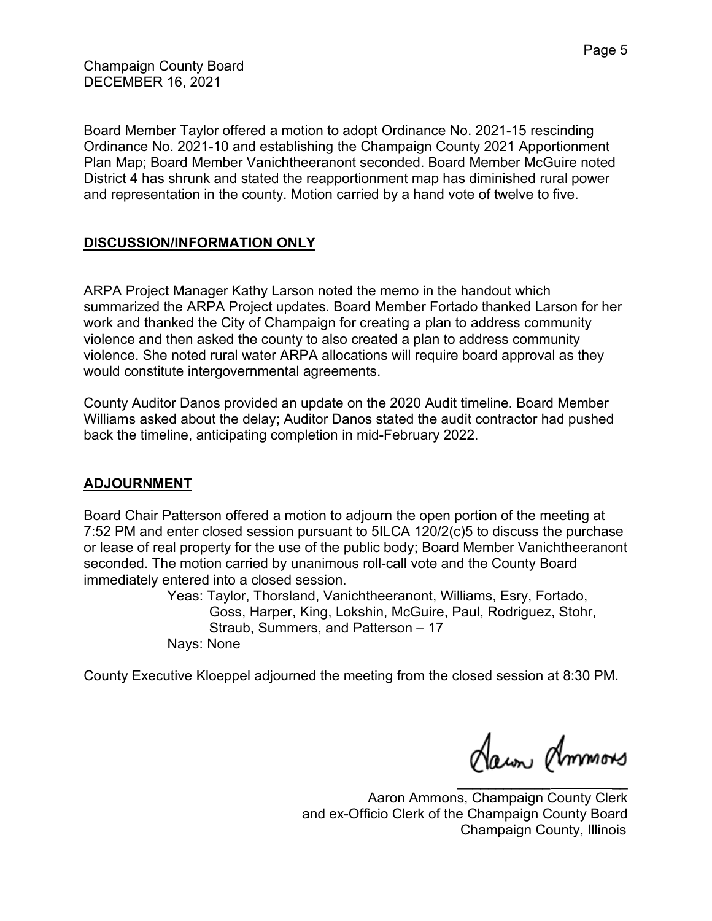Champaign County Board
DECEMBER 16, 2021

Board Member Taylor offered a motion to adopt Ordinance No. 2021-15 rescinding Ordinance No. 2021-10 and establishing the Champaign County 2021 Apportionment Plan Map; Board Member Vanichtheeranont seconded. Board Member McGuire noted District 4 has shrunk and stated the reapportionment map has diminished rural power and representation in the county. Motion carried by a hand vote of twelve to five.

## DISCUSSION/INFORMATION ONLY

ARPA Project Manager Kathy Larson noted the memo in the handout which summarized the ARPA Project updates. Board Member Fortado thanked Larson for her work and thanked the City of Champaign for creating a plan to address community violence and then asked the county to also created a plan to address community violence. She noted rural water ARPA allocations will require board approval as they would constitute intergovernmental agreements.

County Auditor Danos provided an update on the 2020 Audit timeline. Board Member Williams asked about the delay; Auditor Danos stated the audit contractor had pushed back the timeline, anticipating completion in mid-February 2022.

## ADJOURNMENT

Board Chair Patterson offered a motion to adjourn the open portion of the meeting at 7:52 PM and enter closed session pursuant to 5ILCA 120/2(c)5 to discuss the purchase or lease of real property for the use of the public body; Board Member Vanichtheeranont seconded. The motion carried by unanimous roll-call vote and the County Board immediately entered into a closed session.

Yeas: Taylor, Thorsland, Vanichtheeranont, Williams, Esry, Fortado, Goss, Harper, King, Lokshin, McGuire, Paul, Rodriguez, Stohr, Straub, Summers, and Patterson – 17

Nays: None

County Executive Kloeppel adjourned the meeting from the closed session at 8:30 PM.

Aaron Ammons, Champaign County Clerk
and ex-Officio Clerk of the Champaign County Board
Champaign County, Illinois